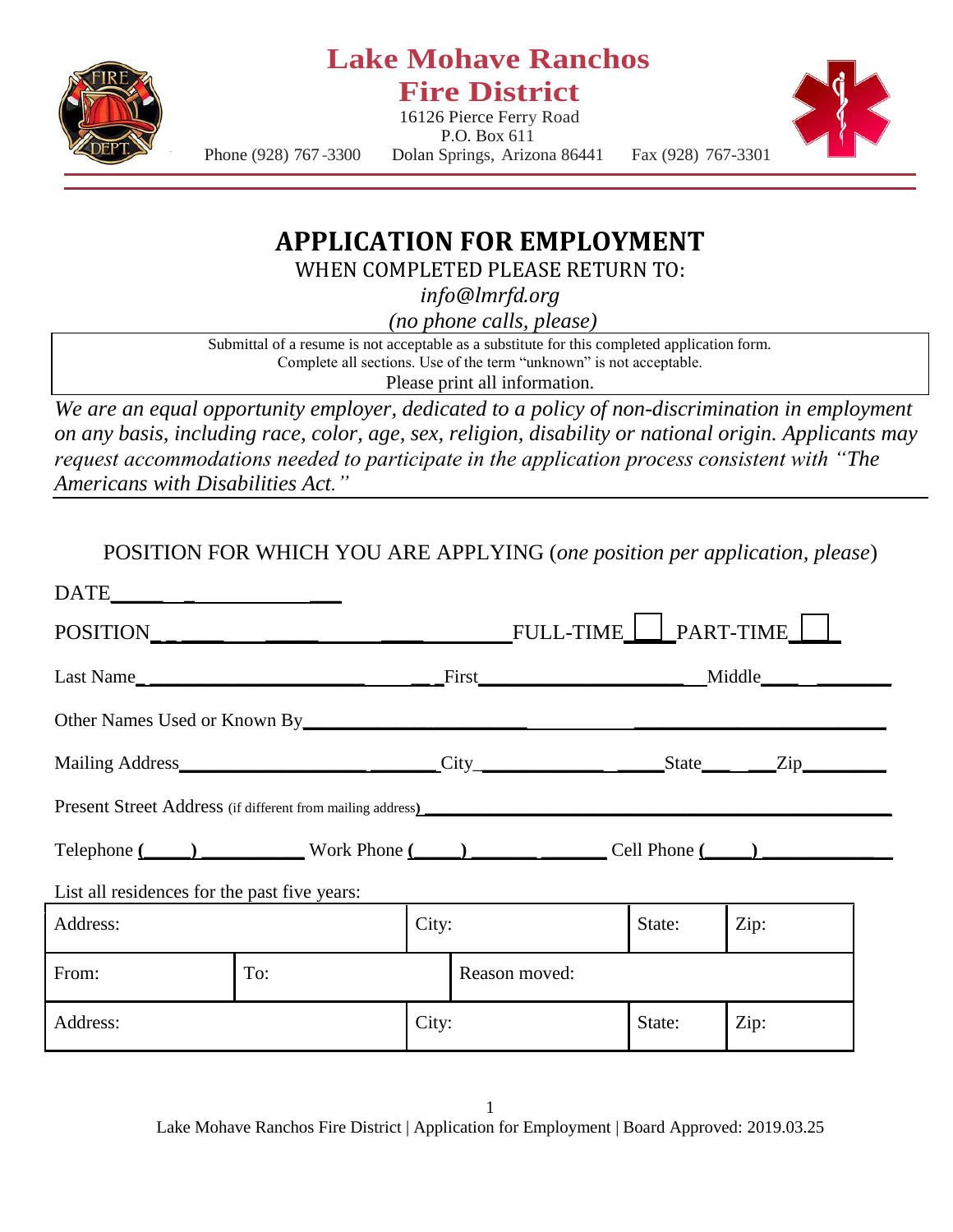# Lake Mohave Ranchos Fire District

16126 Pierce Ferry Road
P.O. Box 611
Phone (928) 767-3300    Dolan Springs, Arizona 86441    Fax (928) 767-3301

## APPLICATION FOR EMPLOYMENT

WHEN COMPLETED PLEASE RETURN TO:

*info@lmrfd.org*

*(no phone calls, please)*

Submittal of a resume is not acceptable as a substitute for this completed application form.
Complete all sections. Use of the term "unknown" is not acceptable.
Please print all information.

*We are an equal opportunity employer, dedicated to a policy of non-discrimination in employment on any basis, including race, color, age, sex, religion, disability or national origin. Applicants may request accommodations needed to participate in the application process consistent with "The Americans with Disabilities Act."*

POSITION FOR WHICH YOU ARE APPLYING (*one position per application, please*)

DATE________________________

POSITION______________________________ FULL-TIME ☐ PART-TIME ☐

Last Name______________________________ First______________________ Middle____________

Other Names Used or Known By__________________________________________________

Mailing Address__________________________ City__________________ State______ Zip________

Present Street Address (if different from mailing address)__________________________________

Telephone (____) __________ Work Phone (____) ______________ Cell Phone (____) ____________

List all residences for the past five years:

| Address: | | City: | | State: | Zip: |
|---|---|---|---|---|---|
| From: | To: | | Reason moved: | | |
| Address: | | City: | | State: | Zip: |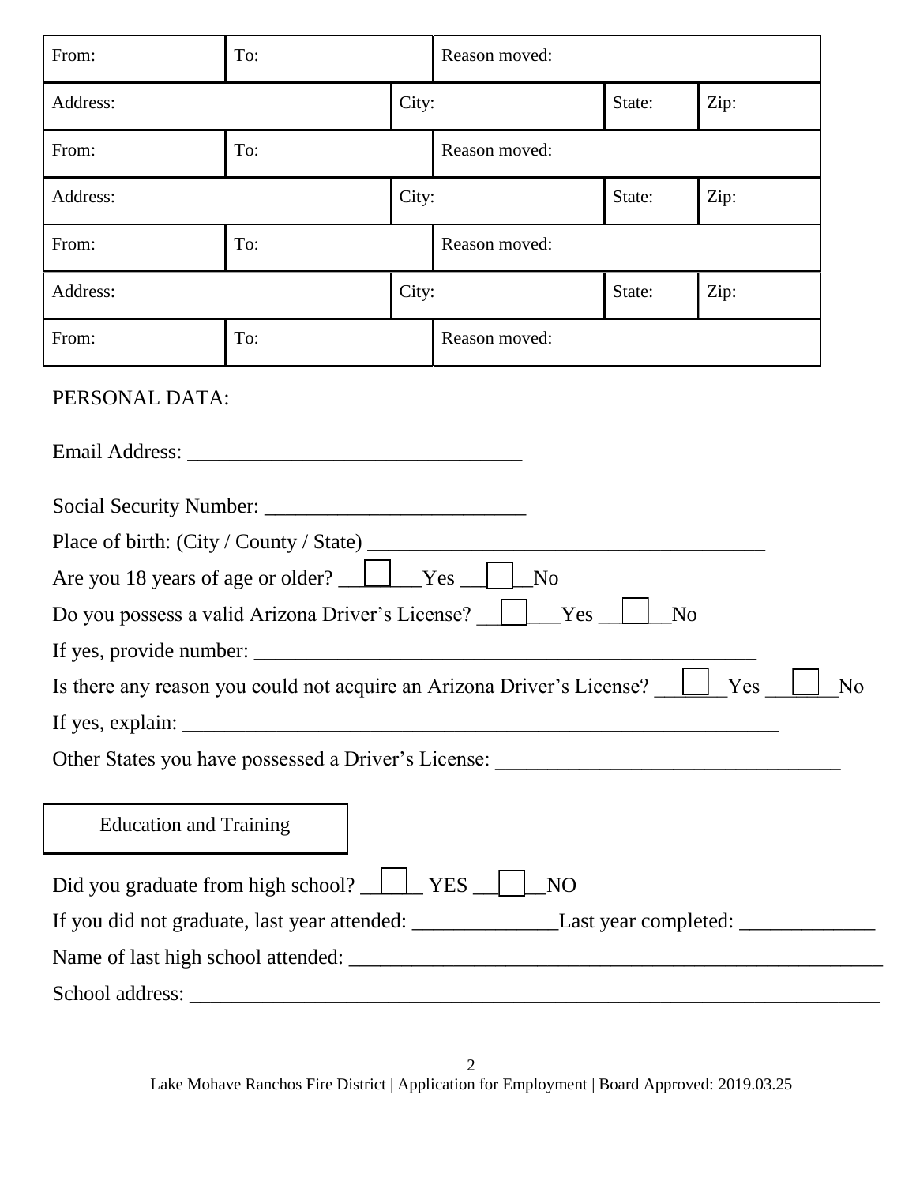| From: | To: | Reason moved: | | |
|---|---|---|---|---|
| Address: | | City: | State: | Zip: |
| From: | To: | Reason moved: | | |
| Address: | | City: | State: | Zip: |
| From: | To: | Reason moved: | | |
| Address: | | City: | State: | Zip: |
| From: | To: | Reason moved: | | |

PERSONAL DATA:

Email Address: ________________________________

Social Security Number: _________________________

Place of birth: (City / County / State) ______________________________________

Are you 18 years of age or older? ☐ Yes ☐ No

Do you possess a valid Arizona Driver's License? ☐ Yes ☐ No

If yes, provide number: ________________________________________________

Is there any reason you could not acquire an Arizona Driver's License? ☐ Yes ☐ No

If yes, explain: _________________________________________________________

Other States you have possessed a Driver's License: _________________________________

## Education and Training

Did you graduate from high school? ☐ YES ☐ NO

If you did not graduate, last year attended: ______________Last year completed: _____________

Name of last high school attended: ____________________________________________________

School address: ________________________________________________________________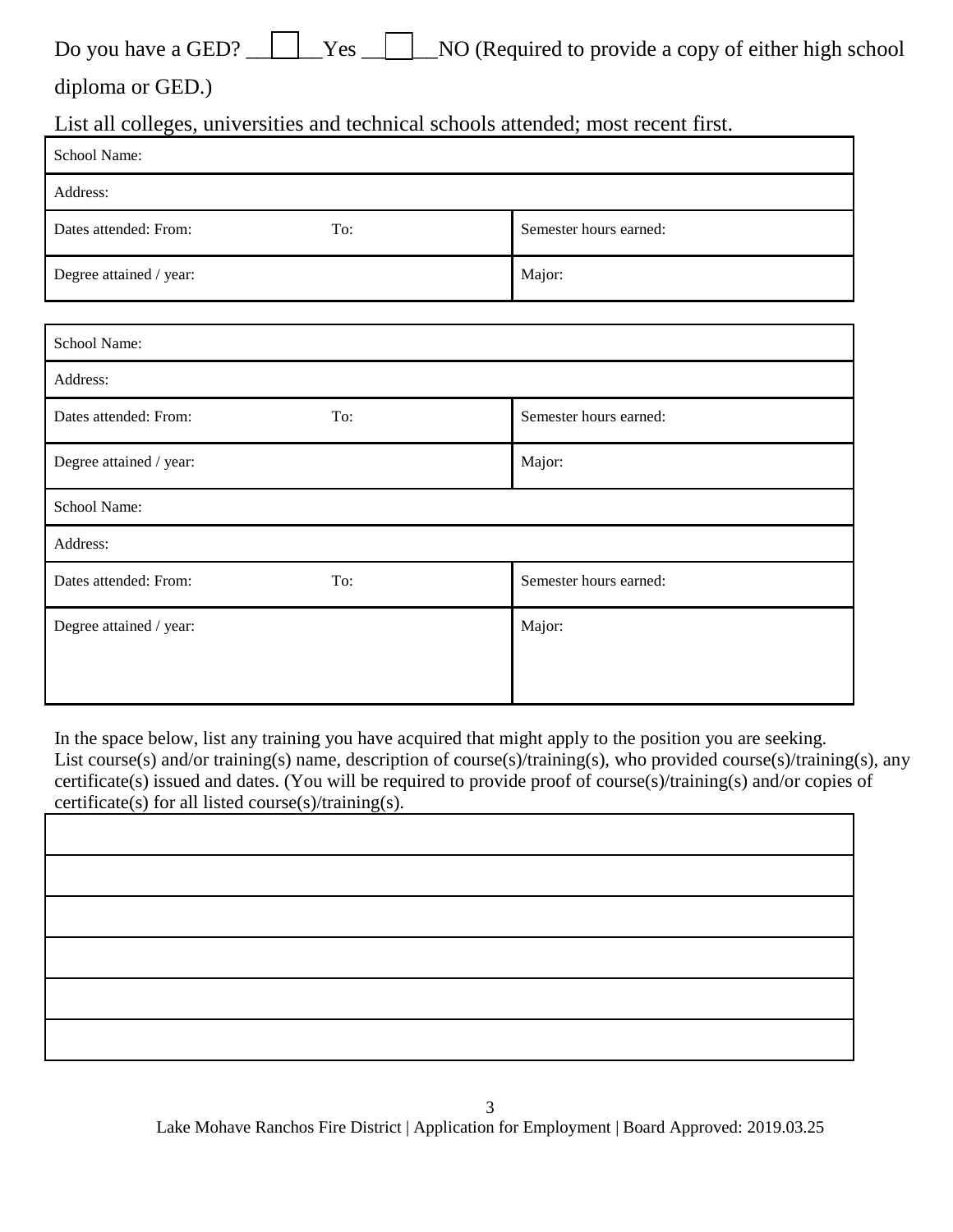Do you have a GED? ☐ Yes ☐ NO (Required to provide a copy of either high school diploma or GED.)

List all colleges, universities and technical schools attended; most recent first.

| School Name: | | |
|---|---|---|
| Address: | | |
| Dates attended: From: | To: | Semester hours earned: |
| Degree attained / year: | | Major: |

| School Name: | | |
|---|---|---|
| Address: | | |
| Dates attended: From: | To: | Semester hours earned: |
| Degree attained / year: | | Major: |
| School Name: | | |
| Address: | | |
| Dates attended: From: | To: | Semester hours earned: |
| Degree attained / year: | | Major: |

In the space below, list any training you have acquired that might apply to the position you are seeking. List course(s) and/or training(s) name, description of course(s)/training(s), who provided course(s)/training(s), any certificate(s) issued and dates. (You will be required to provide proof of course(s)/training(s) and/or copies of certificate(s) for all listed course(s)/training(s).

| |
|---|
| |
| |
| |
| |
| |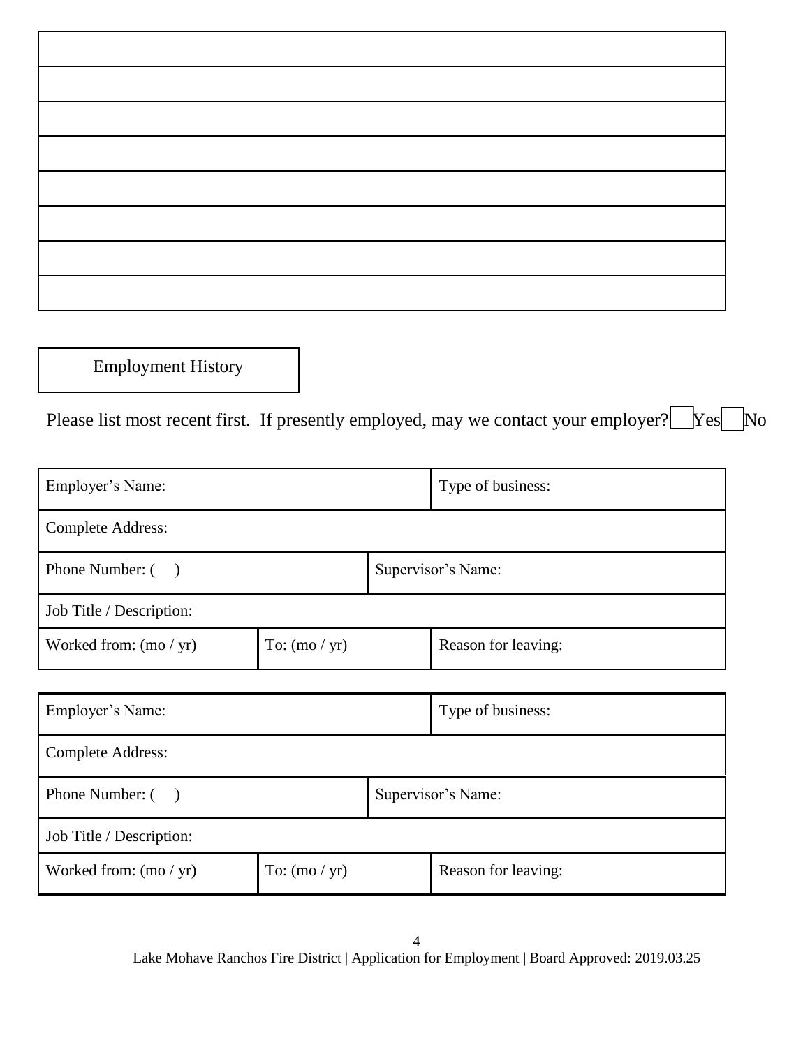| |
|---|
| |
| |
| |
| |
| |
| |
| |
| |

## Employment History

Please list most recent first. If presently employed, may we contact your employer? ☐ Yes ☐ No

| Employer's Name: | | Type of business: |
|---|---|---|
| Complete Address: | | |
| Phone Number: ( ) | Supervisor's Name: | |
| Job Title / Description: | | |
| Worked from: (mo / yr) | To: (mo / yr) | Reason for leaving: |

| Employer's Name: | | Type of business: |
|---|---|---|
| Complete Address: | | |
| Phone Number: ( ) | Supervisor's Name: | |
| Job Title / Description: | | |
| Worked from: (mo / yr) | To: (mo / yr) | Reason for leaving: |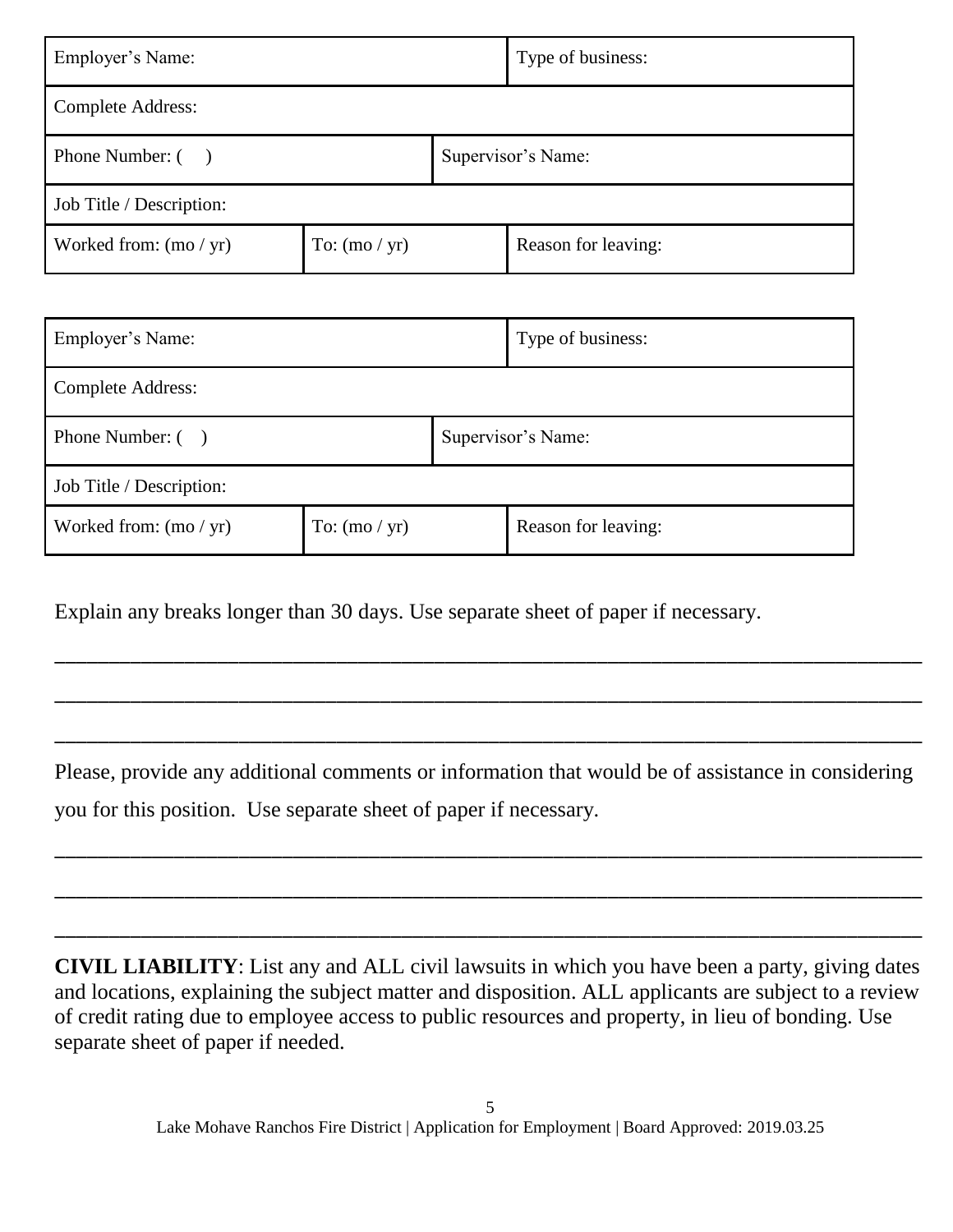| Employer's Name: | | Type of business: |
|---|---|---|
| Complete Address: | | |
| Phone Number: ( ) | Supervisor's Name: | |
| Job Title / Description: | | |
| Worked from: (mo / yr) | To: (mo / yr) | Reason for leaving: |

| Employer's Name: | | Type of business: |
|---|---|---|
| Complete Address: | | |
| Phone Number: ( ) | Supervisor's Name: | |
| Job Title / Description: | | |
| Worked from: (mo / yr) | To: (mo / yr) | Reason for leaving: |

Explain any breaks longer than 30 days. Use separate sheet of paper if necessary.

_______________________________________________________________________________

_______________________________________________________________________________

_______________________________________________________________________________

Please, provide any additional comments or information that would be of assistance in considering you for this position. Use separate sheet of paper if necessary.

_______________________________________________________________________________

_______________________________________________________________________________

_______________________________________________________________________________

**CIVIL LIABILITY**: List any and ALL civil lawsuits in which you have been a party, giving dates and locations, explaining the subject matter and disposition. ALL applicants are subject to a review of credit rating due to employee access to public resources and property, in lieu of bonding. Use separate sheet of paper if needed.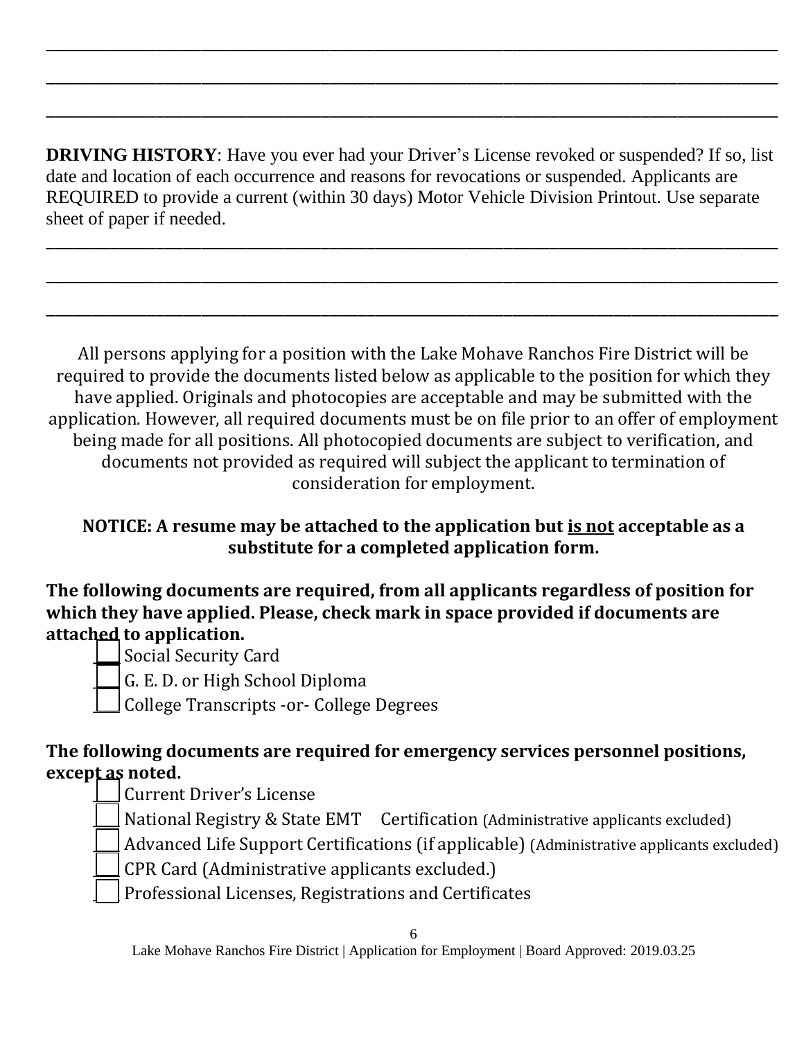\_\_\_\_\_\_\_\_\_\_\_\_\_\_\_\_\_\_\_\_\_\_\_\_\_\_\_\_\_\_\_\_\_\_\_\_\_\_\_\_\_\_\_\_\_\_\_\_\_\_\_\_\_\_\_\_\_\_\_\_\_\_\_\_\_\_\_\_\_\_\_\_\_\_\_\_\_\_

\_\_\_\_\_\_\_\_\_\_\_\_\_\_\_\_\_\_\_\_\_\_\_\_\_\_\_\_\_\_\_\_\_\_\_\_\_\_\_\_\_\_\_\_\_\_\_\_\_\_\_\_\_\_\_\_\_\_\_\_\_\_\_\_\_\_\_\_\_\_\_\_\_\_\_\_\_\_

\_\_\_\_\_\_\_\_\_\_\_\_\_\_\_\_\_\_\_\_\_\_\_\_\_\_\_\_\_\_\_\_\_\_\_\_\_\_\_\_\_\_\_\_\_\_\_\_\_\_\_\_\_\_\_\_\_\_\_\_\_\_\_\_\_\_\_\_\_\_\_\_\_\_\_\_\_\_

**DRIVING HISTORY**: Have you ever had your Driver's License revoked or suspended? If so, list date and location of each occurrence and reasons for revocations or suspended. Applicants are REQUIRED to provide a current (within 30 days) Motor Vehicle Division Printout. Use separate sheet of paper if needed.

\_\_\_\_\_\_\_\_\_\_\_\_\_\_\_\_\_\_\_\_\_\_\_\_\_\_\_\_\_\_\_\_\_\_\_\_\_\_\_\_\_\_\_\_\_\_\_\_\_\_\_\_\_\_\_\_\_\_\_\_\_\_\_\_\_\_\_\_\_\_\_\_\_\_\_\_\_\_

\_\_\_\_\_\_\_\_\_\_\_\_\_\_\_\_\_\_\_\_\_\_\_\_\_\_\_\_\_\_\_\_\_\_\_\_\_\_\_\_\_\_\_\_\_\_\_\_\_\_\_\_\_\_\_\_\_\_\_\_\_\_\_\_\_\_\_\_\_\_\_\_\_\_\_\_\_\_

\_\_\_\_\_\_\_\_\_\_\_\_\_\_\_\_\_\_\_\_\_\_\_\_\_\_\_\_\_\_\_\_\_\_\_\_\_\_\_\_\_\_\_\_\_\_\_\_\_\_\_\_\_\_\_\_\_\_\_\_\_\_\_\_\_\_\_\_\_\_\_\_\_\_\_\_\_\_

All persons applying for a position with the Lake Mohave Ranchos Fire District will be required to provide the documents listed below as applicable to the position for which they have applied. Originals and photocopies are acceptable and may be submitted with the application. However, all required documents must be on file prior to an offer of employment being made for all positions. All photocopied documents are subject to verification, and documents not provided as required will subject the applicant to termination of consideration for employment.

**NOTICE: A resume may be attached to the application but <u>is not</u> acceptable as a substitute for a completed application form.**

**The following documents are required, from all applicants regardless of position for which they have applied. Please, check mark in space provided if documents are attached to application.**

- ☐ Social Security Card
- ☐ G. E. D. or High School Diploma
- ☐ College Transcripts -or- College Degrees

**The following documents are required for emergency services personnel positions, except as noted.**

- ☐ Current Driver's License
- ☐ National Registry & State EMT Certification (Administrative applicants excluded)
- ☐ Advanced Life Support Certifications (if applicable) (Administrative applicants excluded)
- ☐ CPR Card (Administrative applicants excluded.)
- ☐ Professional Licenses, Registrations and Certificates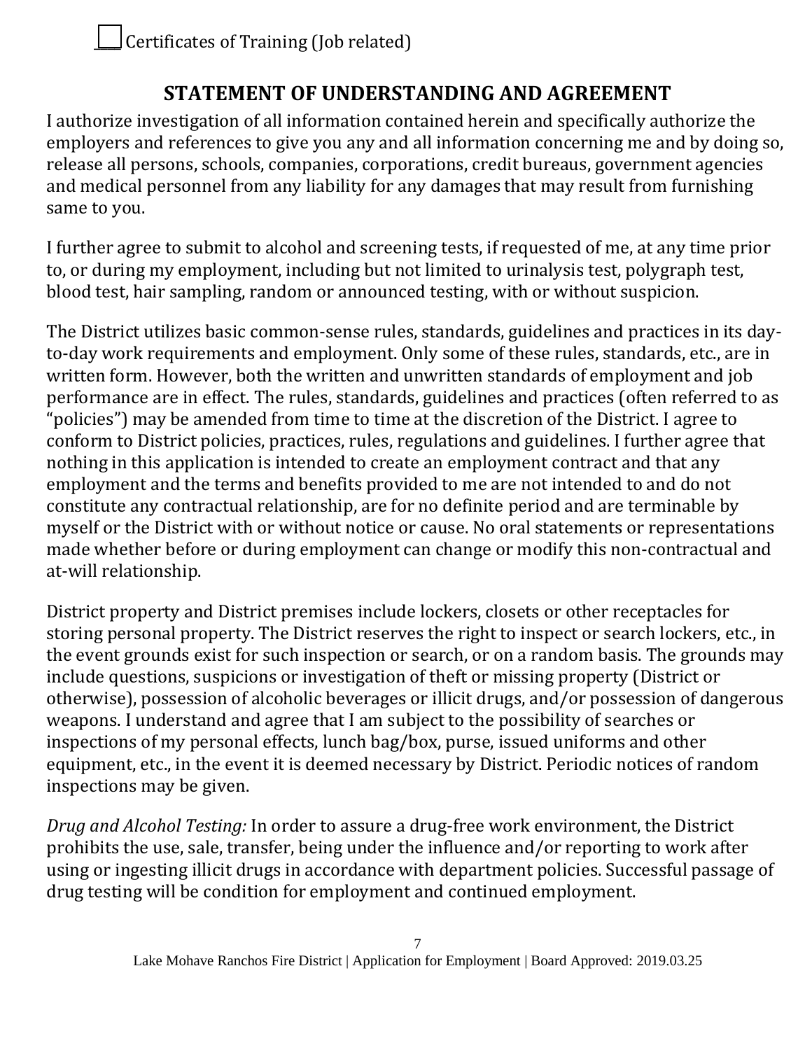☐ Certificates of Training (Job related)

## STATEMENT OF UNDERSTANDING AND AGREEMENT

I authorize investigation of all information contained herein and specifically authorize the employers and references to give you any and all information concerning me and by doing so, release all persons, schools, companies, corporations, credit bureaus, government agencies and medical personnel from any liability for any damages that may result from furnishing same to you.

I further agree to submit to alcohol and screening tests, if requested of me, at any time prior to, or during my employment, including but not limited to urinalysis test, polygraph test, blood test, hair sampling, random or announced testing, with or without suspicion.

The District utilizes basic common-sense rules, standards, guidelines and practices in its day-to-day work requirements and employment. Only some of these rules, standards, etc., are in written form. However, both the written and unwritten standards of employment and job performance are in effect. The rules, standards, guidelines and practices (often referred to as "policies") may be amended from time to time at the discretion of the District. I agree to conform to District policies, practices, rules, regulations and guidelines. I further agree that nothing in this application is intended to create an employment contract and that any employment and the terms and benefits provided to me are not intended to and do not constitute any contractual relationship, are for no definite period and are terminable by myself or the District with or without notice or cause. No oral statements or representations made whether before or during employment can change or modify this non-contractual and at-will relationship.

District property and District premises include lockers, closets or other receptacles for storing personal property. The District reserves the right to inspect or search lockers, etc., in the event grounds exist for such inspection or search, or on a random basis. The grounds may include questions, suspicions or investigation of theft or missing property (District or otherwise), possession of alcoholic beverages or illicit drugs, and/or possession of dangerous weapons. I understand and agree that I am subject to the possibility of searches or inspections of my personal effects, lunch bag/box, purse, issued uniforms and other equipment, etc., in the event it is deemed necessary by District. Periodic notices of random inspections may be given.

*Drug and Alcohol Testing:* In order to assure a drug-free work environment, the District prohibits the use, sale, transfer, being under the influence and/or reporting to work after using or ingesting illicit drugs in accordance with department policies. Successful passage of drug testing will be condition for employment and continued employment.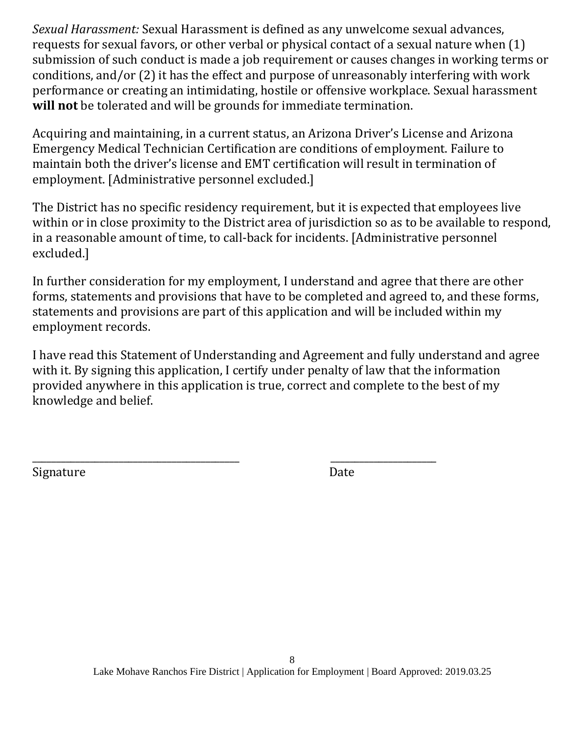*Sexual Harassment:* Sexual Harassment is defined as any unwelcome sexual advances, requests for sexual favors, or other verbal or physical contact of a sexual nature when (1) submission of such conduct is made a job requirement or causes changes in working terms or conditions, and/or (2) it has the effect and purpose of unreasonably interfering with work performance or creating an intimidating, hostile or offensive workplace. Sexual harassment **will not** be tolerated and will be grounds for immediate termination.

Acquiring and maintaining, in a current status, an Arizona Driver's License and Arizona Emergency Medical Technician Certification are conditions of employment. Failure to maintain both the driver's license and EMT certification will result in termination of employment. [Administrative personnel excluded.]

The District has no specific residency requirement, but it is expected that employees live within or in close proximity to the District area of jurisdiction so as to be available to respond, in a reasonable amount of time, to call-back for incidents. [Administrative personnel excluded.]

In further consideration for my employment, I understand and agree that there are other forms, statements and provisions that have to be completed and agreed to, and these forms, statements and provisions are part of this application and will be included within my employment records.

I have read this Statement of Understanding and Agreement and fully understand and agree with it. By signing this application, I certify under penalty of law that the information provided anywhere in this application is true, correct and complete to the best of my knowledge and belief.

\_\_\_\_\_\_\_\_\_\_\_\_\_\_\_\_\_\_\_\_\_\_\_\_\_\_\_\_\_\_\_\_\_\_\_\_\_\_\_\_ \_\_\_\_\_\_\_\_\_\_\_\_\_\_\_\_\_\_\_\_

Signature Date